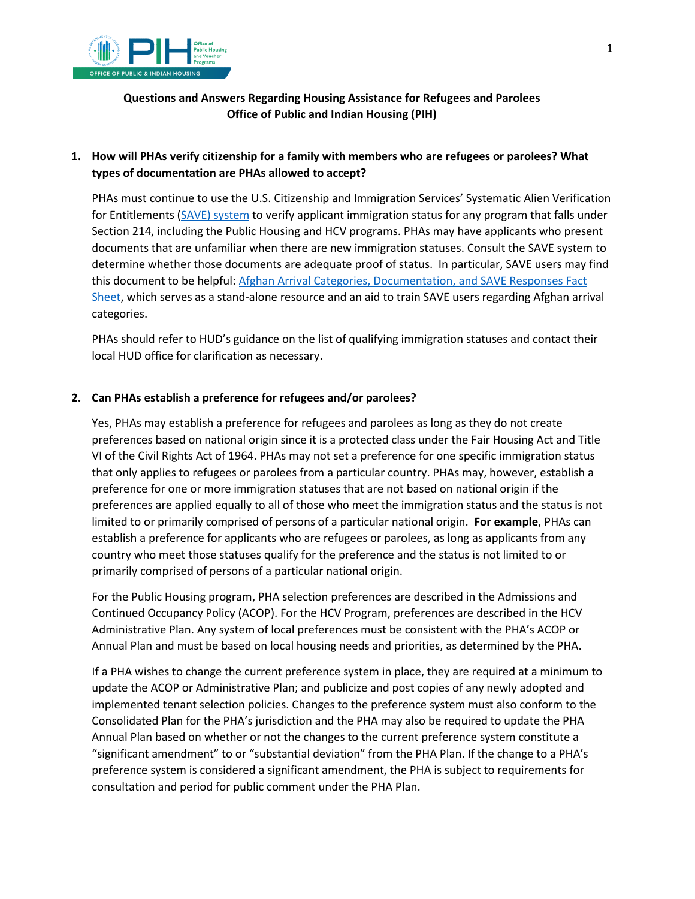**Questions and Answers Regarding Housing Assistance for Refugees and Parolees**
**Office of Public and Indian Housing (PIH)**

1. **How will PHAs verify citizenship for a family with members who are refugees or parolees? What types of documentation are PHAs allowed to accept?**

   PHAs must continue to use the U.S. Citizenship and Immigration Services' Systematic Alien Verification for Entitlements (SAVE) system to verify applicant immigration status for any program that falls under Section 214, including the Public Housing and HCV programs. PHAs may have applicants who present documents that are unfamiliar when there are new immigration statuses. Consult the SAVE system to determine whether those documents are adequate proof of status. In particular, SAVE users may find this document to be helpful: Afghan Arrival Categories, Documentation, and SAVE Responses Fact Sheet, which serves as a stand-alone resource and an aid to train SAVE users regarding Afghan arrival categories.

   PHAs should refer to HUD's guidance on the list of qualifying immigration statuses and contact their local HUD office for clarification as necessary.

2. **Can PHAs establish a preference for refugees and/or parolees?**

   Yes, PHAs may establish a preference for refugees and parolees as long as they do not create preferences based on national origin since it is a protected class under the Fair Housing Act and Title VI of the Civil Rights Act of 1964. PHAs may not set a preference for one specific immigration status that only applies to refugees or parolees from a particular country. PHAs may, however, establish a preference for one or more immigration statuses that are not based on national origin if the preferences are applied equally to all of those who meet the immigration status and the status is not limited to or primarily comprised of persons of a particular national origin. **For example**, PHAs can establish a preference for applicants who are refugees or parolees, as long as applicants from any country who meet those statuses qualify for the preference and the status is not limited to or primarily comprised of persons of a particular national origin.

   For the Public Housing program, PHA selection preferences are described in the Admissions and Continued Occupancy Policy (ACOP). For the HCV Program, preferences are described in the HCV Administrative Plan. Any system of local preferences must be consistent with the PHA's ACOP or Annual Plan and must be based on local housing needs and priorities, as determined by the PHA.

   If a PHA wishes to change the current preference system in place, they are required at a minimum to update the ACOP or Administrative Plan; and publicize and post copies of any newly adopted and implemented tenant selection policies. Changes to the preference system must also conform to the Consolidated Plan for the PHA's jurisdiction and the PHA may also be required to update the PHA Annual Plan based on whether or not the changes to the current preference system constitute a "significant amendment" to or "substantial deviation" from the PHA Plan. If the change to a PHA's preference system is considered a significant amendment, the PHA is subject to requirements for consultation and period for public comment under the PHA Plan.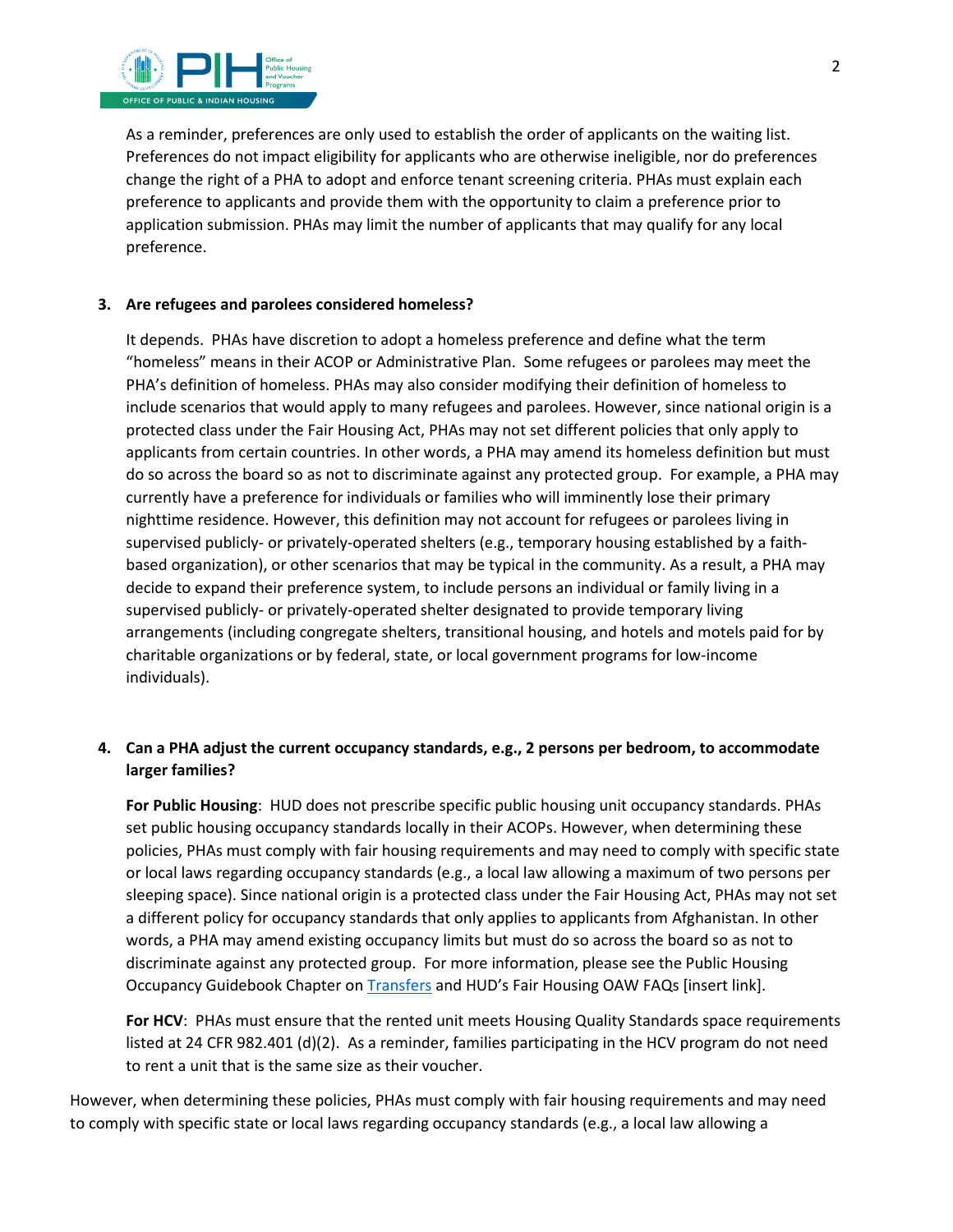As a reminder, preferences are only used to establish the order of applicants on the waiting list. Preferences do not impact eligibility for applicants who are otherwise ineligible, nor do preferences change the right of a PHA to adopt and enforce tenant screening criteria. PHAs must explain each preference to applicants and provide them with the opportunity to claim a preference prior to application submission. PHAs may limit the number of applicants that may qualify for any local preference.

3. **Are refugees and parolees considered homeless?**

   It depends. PHAs have discretion to adopt a homeless preference and define what the term "homeless" means in their ACOP or Administrative Plan. Some refugees or parolees may meet the PHA's definition of homeless. PHAs may also consider modifying their definition of homeless to include scenarios that would apply to many refugees and parolees. However, since national origin is a protected class under the Fair Housing Act, PHAs may not set different policies that only apply to applicants from certain countries. In other words, a PHA may amend its homeless definition but must do so across the board so as not to discriminate against any protected group. For example, a PHA may currently have a preference for individuals or families who will imminently lose their primary nighttime residence. However, this definition may not account for refugees or parolees living in supervised publicly- or privately-operated shelters (e.g., temporary housing established by a faith-based organization), or other scenarios that may be typical in the community. As a result, a PHA may decide to expand their preference system, to include persons an individual or family living in a supervised publicly- or privately-operated shelter designated to provide temporary living arrangements (including congregate shelters, transitional housing, and hotels and motels paid for by charitable organizations or by federal, state, or local government programs for low-income individuals).

4. **Can a PHA adjust the current occupancy standards, e.g., 2 persons per bedroom, to accommodate larger families?**

   **For Public Housing**: HUD does not prescribe specific public housing unit occupancy standards. PHAs set public housing occupancy standards locally in their ACOPs. However, when determining these policies, PHAs must comply with fair housing requirements and may need to comply with specific state or local laws regarding occupancy standards (e.g., a local law allowing a maximum of two persons per sleeping space). Since national origin is a protected class under the Fair Housing Act, PHAs may not set a different policy for occupancy standards that only applies to applicants from Afghanistan. In other words, a PHA may amend existing occupancy limits but must do so across the board so as not to discriminate against any protected group. For more information, please see the Public Housing Occupancy Guidebook Chapter on Transfers and HUD's Fair Housing OAW FAQs [insert link].

   **For HCV**: PHAs must ensure that the rented unit meets Housing Quality Standards space requirements listed at 24 CFR 982.401 (d)(2). As a reminder, families participating in the HCV program do not need to rent a unit that is the same size as their voucher.

However, when determining these policies, PHAs must comply with fair housing requirements and may need to comply with specific state or local laws regarding occupancy standards (e.g., a local law allowing a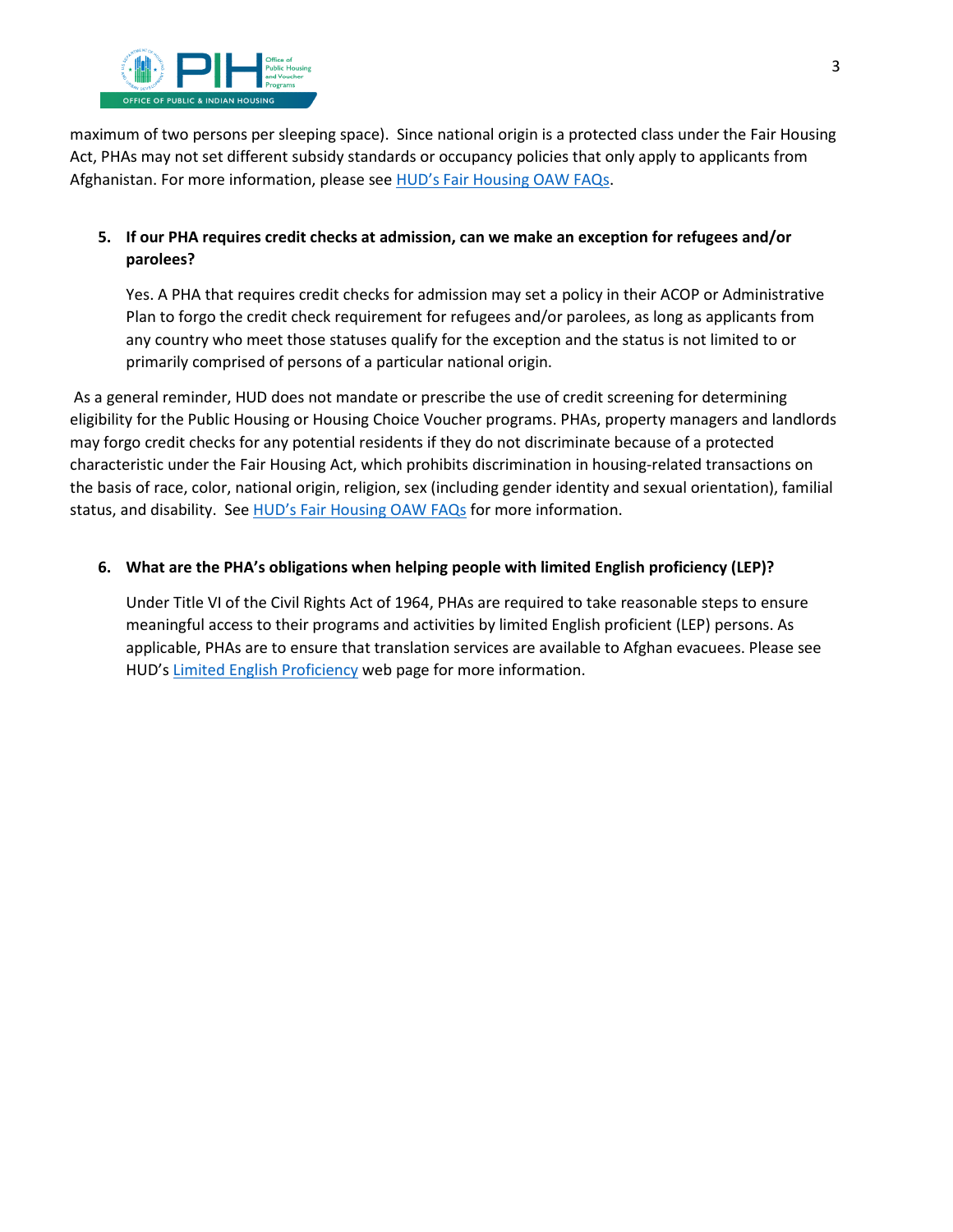maximum of two persons per sleeping space). Since national origin is a protected class under the Fair Housing Act, PHAs may not set different subsidy standards or occupancy policies that only apply to applicants from Afghanistan. For more information, please see HUD's Fair Housing OAW FAQs.

5. **If our PHA requires credit checks at admission, can we make an exception for refugees and/or parolees?**

   Yes. A PHA that requires credit checks for admission may set a policy in their ACOP or Administrative Plan to forgo the credit check requirement for refugees and/or parolees, as long as applicants from any country who meet those statuses qualify for the exception and the status is not limited to or primarily comprised of persons of a particular national origin.

As a general reminder, HUD does not mandate or prescribe the use of credit screening for determining eligibility for the Public Housing or Housing Choice Voucher programs. PHAs, property managers and landlords may forgo credit checks for any potential residents if they do not discriminate because of a protected characteristic under the Fair Housing Act, which prohibits discrimination in housing-related transactions on the basis of race, color, national origin, religion, sex (including gender identity and sexual orientation), familial status, and disability. See HUD's Fair Housing OAW FAQs for more information.

6. **What are the PHA's obligations when helping people with limited English proficiency (LEP)?**

   Under Title VI of the Civil Rights Act of 1964, PHAs are required to take reasonable steps to ensure meaningful access to their programs and activities by limited English proficient (LEP) persons. As applicable, PHAs are to ensure that translation services are available to Afghan evacuees. Please see HUD's Limited English Proficiency web page for more information.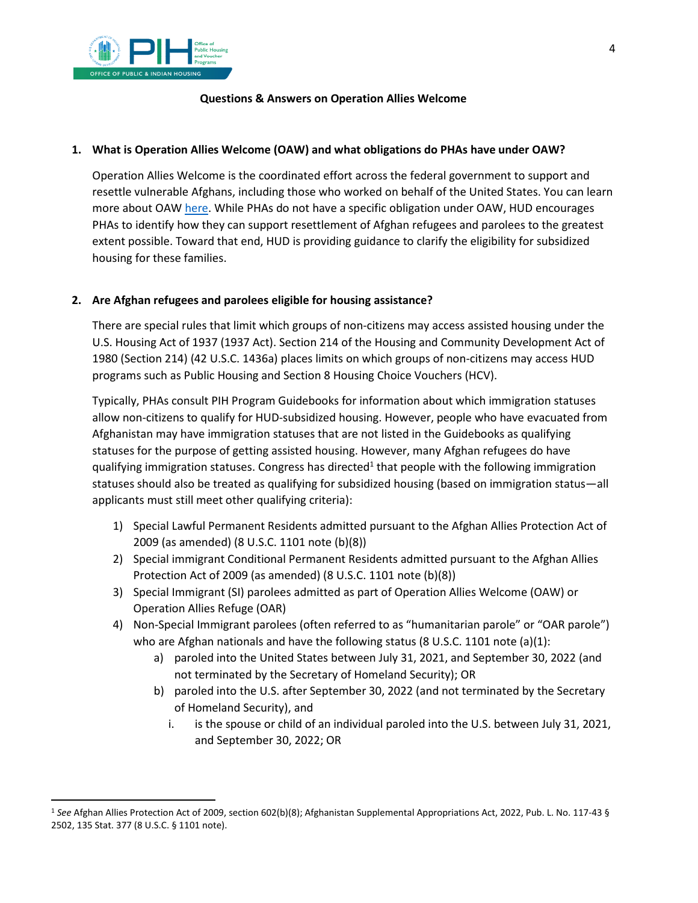**Questions & Answers on Operation Allies Welcome**

**1. What is Operation Allies Welcome (OAW) and what obligations do PHAs have under OAW?**

Operation Allies Welcome is the coordinated effort across the federal government to support and resettle vulnerable Afghans, including those who worked on behalf of the United States. You can learn more about OAW here. While PHAs do not have a specific obligation under OAW, HUD encourages PHAs to identify how they can support resettlement of Afghan refugees and parolees to the greatest extent possible. Toward that end, HUD is providing guidance to clarify the eligibility for subsidized housing for these families.

**2. Are Afghan refugees and parolees eligible for housing assistance?**

There are special rules that limit which groups of non-citizens may access assisted housing under the U.S. Housing Act of 1937 (1937 Act). Section 214 of the Housing and Community Development Act of 1980 (Section 214) (42 U.S.C. 1436a) places limits on which groups of non-citizens may access HUD programs such as Public Housing and Section 8 Housing Choice Vouchers (HCV).

Typically, PHAs consult PIH Program Guidebooks for information about which immigration statuses allow non-citizens to qualify for HUD-subsidized housing. However, people who have evacuated from Afghanistan may have immigration statuses that are not listed in the Guidebooks as qualifying statuses for the purpose of getting assisted housing. However, many Afghan refugees do have qualifying immigration statuses. Congress has directed[1] that people with the following immigration statuses should also be treated as qualifying for subsidized housing (based on immigration status—all applicants must still meet other qualifying criteria):

1) Special Lawful Permanent Residents admitted pursuant to the Afghan Allies Protection Act of 2009 (as amended) (8 U.S.C. 1101 note (b)(8))
2) Special immigrant Conditional Permanent Residents admitted pursuant to the Afghan Allies Protection Act of 2009 (as amended) (8 U.S.C. 1101 note (b)(8))
3) Special Immigrant (SI) parolees admitted as part of Operation Allies Welcome (OAW) or Operation Allies Refuge (OAR)
4) Non-Special Immigrant parolees (often referred to as "humanitarian parole" or "OAR parole") who are Afghan nationals and have the following status (8 U.S.C. 1101 note (a)(1):
    a) paroled into the United States between July 31, 2021, and September 30, 2022 (and not terminated by the Secretary of Homeland Security); OR
    b) paroled into the U.S. after September 30, 2022 (and not terminated by the Secretary of Homeland Security), and
        i. is the spouse or child of an individual paroled into the U.S. between July 31, 2021, and September 30, 2022; OR

---

[1] *See* Afghan Allies Protection Act of 2009, section 602(b)(8); Afghanistan Supplemental Appropriations Act, 2022, Pub. L. No. 117-43 § 2502, 135 Stat. 377 (8 U.S.C. § 1101 note).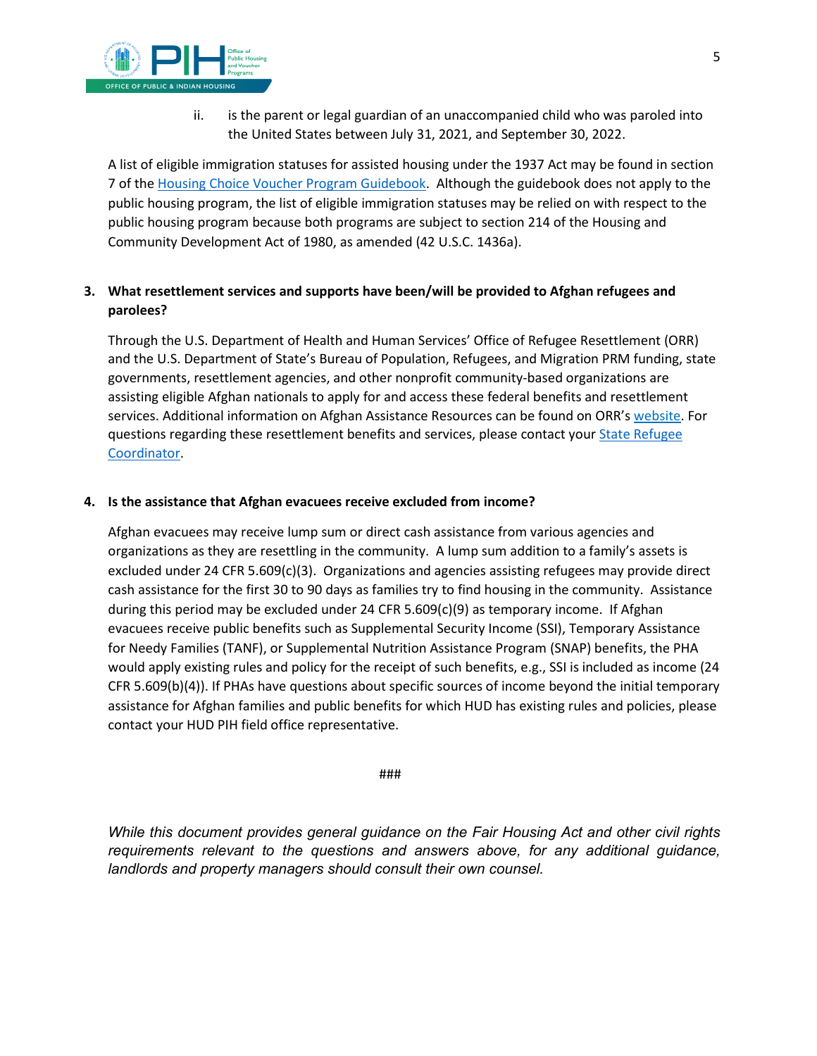ii. is the parent or legal guardian of an unaccompanied child who was paroled into the United States between July 31, 2021, and September 30, 2022.

A list of eligible immigration statuses for assisted housing under the 1937 Act may be found in section 7 of the Housing Choice Voucher Program Guidebook. Although the guidebook does not apply to the public housing program, the list of eligible immigration statuses may be relied on with respect to the public housing program because both programs are subject to section 214 of the Housing and Community Development Act of 1980, as amended (42 U.S.C. 1436a).

**3. What resettlement services and supports have been/will be provided to Afghan refugees and parolees?**

Through the U.S. Department of Health and Human Services' Office of Refugee Resettlement (ORR) and the U.S. Department of State's Bureau of Population, Refugees, and Migration PRM funding, state governments, resettlement agencies, and other nonprofit community-based organizations are assisting eligible Afghan nationals to apply for and access these federal benefits and resettlement services. Additional information on Afghan Assistance Resources can be found on ORR's website. For questions regarding these resettlement benefits and services, please contact your State Refugee Coordinator.

**4. Is the assistance that Afghan evacuees receive excluded from income?**

Afghan evacuees may receive lump sum or direct cash assistance from various agencies and organizations as they are resettling in the community. A lump sum addition to a family's assets is excluded under 24 CFR 5.609(c)(3). Organizations and agencies assisting refugees may provide direct cash assistance for the first 30 to 90 days as families try to find housing in the community. Assistance during this period may be excluded under 24 CFR 5.609(c)(9) as temporary income. If Afghan evacuees receive public benefits such as Supplemental Security Income (SSI), Temporary Assistance for Needy Families (TANF), or Supplemental Nutrition Assistance Program (SNAP) benefits, the PHA would apply existing rules and policy for the receipt of such benefits, e.g., SSI is included as income (24 CFR 5.609(b)(4)). If PHAs have questions about specific sources of income beyond the initial temporary assistance for Afghan families and public benefits for which HUD has existing rules and policies, please contact your HUD PIH field office representative.

###

*While this document provides general guidance on the Fair Housing Act and other civil rights requirements relevant to the questions and answers above, for any additional guidance, landlords and property managers should consult their own counsel.*